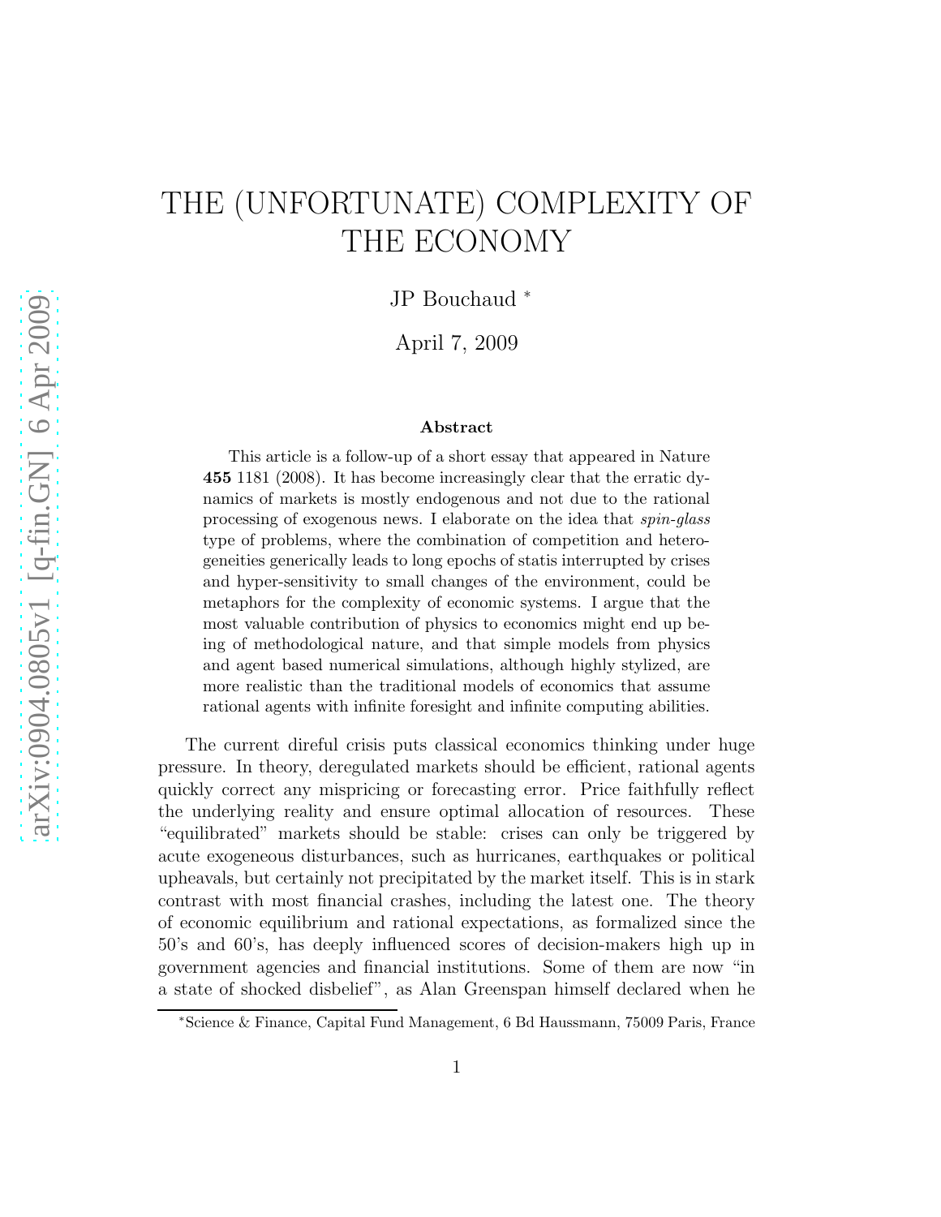# THE (UNFORTUNATE) COMPLEXITY OF THE ECONOMY

JP Bouchaud [*]

April 7, 2009

### Abstract

This article is a follow-up of a short essay that appeared in Nature **455** 1181 (2008). It has become increasingly clear that the erratic dynamics of markets is mostly endogenous and not due to the rational processing of exogenous news. I elaborate on the idea that *spin-glass* type of problems, where the combination of competition and heterogeneities generically leads to long epochs of statis interrupted by crises and hyper-sensitivity to small changes of the environment, could be metaphors for the complexity of economic systems. I argue that the most valuable contribution of physics to economics might end up being of methodological nature, and that simple models from physics and agent based numerical simulations, although highly stylized, are more realistic than the traditional models of economics that assume rational agents with infinite foresight and infinite computing abilities.

The current direful crisis puts classical economics thinking under huge pressure. In theory, deregulated markets should be efficient, rational agents quickly correct any mispricing or forecasting error. Price faithfully reflect the underlying reality and ensure optimal allocation of resources. These "equilibrated" markets should be stable: crises can only be triggered by acute exogeneous disturbances, such as hurricanes, earthquakes or political upheavals, but certainly not precipitated by the market itself. This is in stark contrast with most financial crashes, including the latest one. The theory of economic equilibrium and rational expectations, as formalized since the 50's and 60's, has deeply influenced scores of decision-makers high up in government agencies and financial institutions. Some of them are now "in a state of shocked disbelief", as Alan Greenspan himself declared when he

[*] Science & Finance, Capital Fund Management, 6 Bd Haussmann, 75009 Paris, France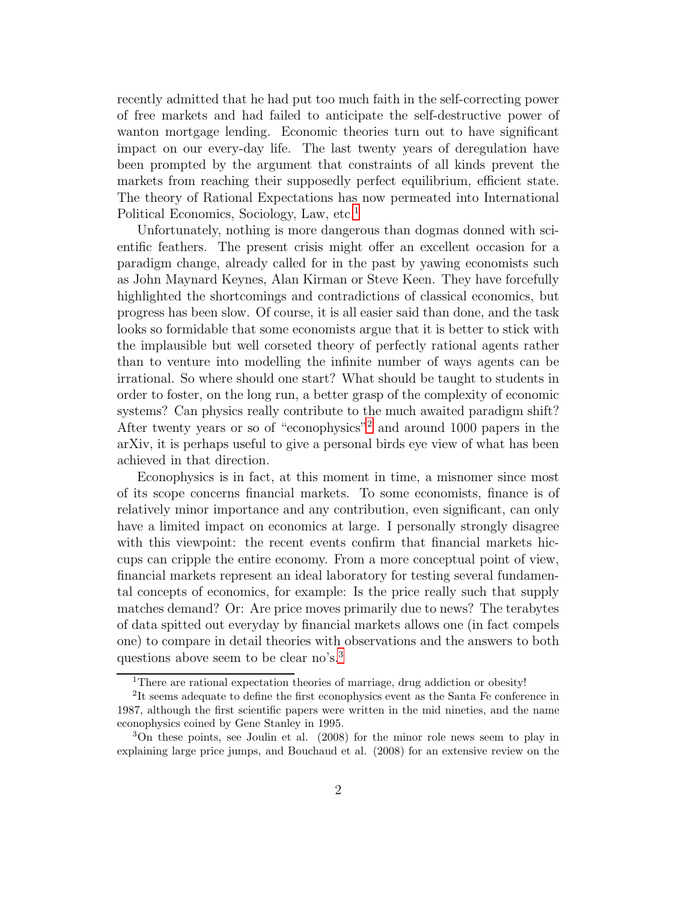recently admitted that he had put too much faith in the self-correcting power of free markets and had failed to anticipate the self-destructive power of wanton mortgage lending. Economic theories turn out to have significant impact on our every-day life. The last twenty years of deregulation have been prompted by the argument that constraints of all kinds prevent the markets from reaching their supposedly perfect equilibrium, efficient state. The theory of Rational Expectations has now permeated into International Political Economics, Sociology, Law, etc.[1]

Unfortunately, nothing is more dangerous than dogmas donned with scientific feathers. The present crisis might offer an excellent occasion for a paradigm change, already called for in the past by yawing economists such as John Maynard Keynes, Alan Kirman or Steve Keen. They have forcefully highlighted the shortcomings and contradictions of classical economics, but progress has been slow. Of course, it is all easier said than done, and the task looks so formidable that some economists argue that it is better to stick with the implausible but well corseted theory of perfectly rational agents rather than to venture into modelling the infinite number of ways agents can be irrational. So where should one start? What should be taught to students in order to foster, on the long run, a better grasp of the complexity of economic systems? Can physics really contribute to the much awaited paradigm shift? After twenty years or so of "econophysics"[2] and around 1000 papers in the arXiv, it is perhaps useful to give a personal birds eye view of what has been achieved in that direction.

Econophysics is in fact, at this moment in time, a misnomer since most of its scope concerns financial markets. To some economists, finance is of relatively minor importance and any contribution, even significant, can only have a limited impact on economics at large. I personally strongly disagree with this viewpoint: the recent events confirm that financial markets hiccups can cripple the entire economy. From a more conceptual point of view, financial markets represent an ideal laboratory for testing several fundamental concepts of economics, for example: Is the price really such that supply matches demand? Or: Are price moves primarily due to news? The terabytes of data spitted out everyday by financial markets allows one (in fact compels one) to compare in detail theories with observations and the answers to both questions above seem to be clear no's.[3]

[1] There are rational expectation theories of marriage, drug addiction or obesity!

[2] It seems adequate to define the first econophysics event as the Santa Fe conference in 1987, although the first scientific papers were written in the mid nineties, and the name econophysics coined by Gene Stanley in 1995.

[3] On these points, see Joulin et al. (2008) for the minor role news seem to play in explaining large price jumps, and Bouchaud et al. (2008) for an extensive review on the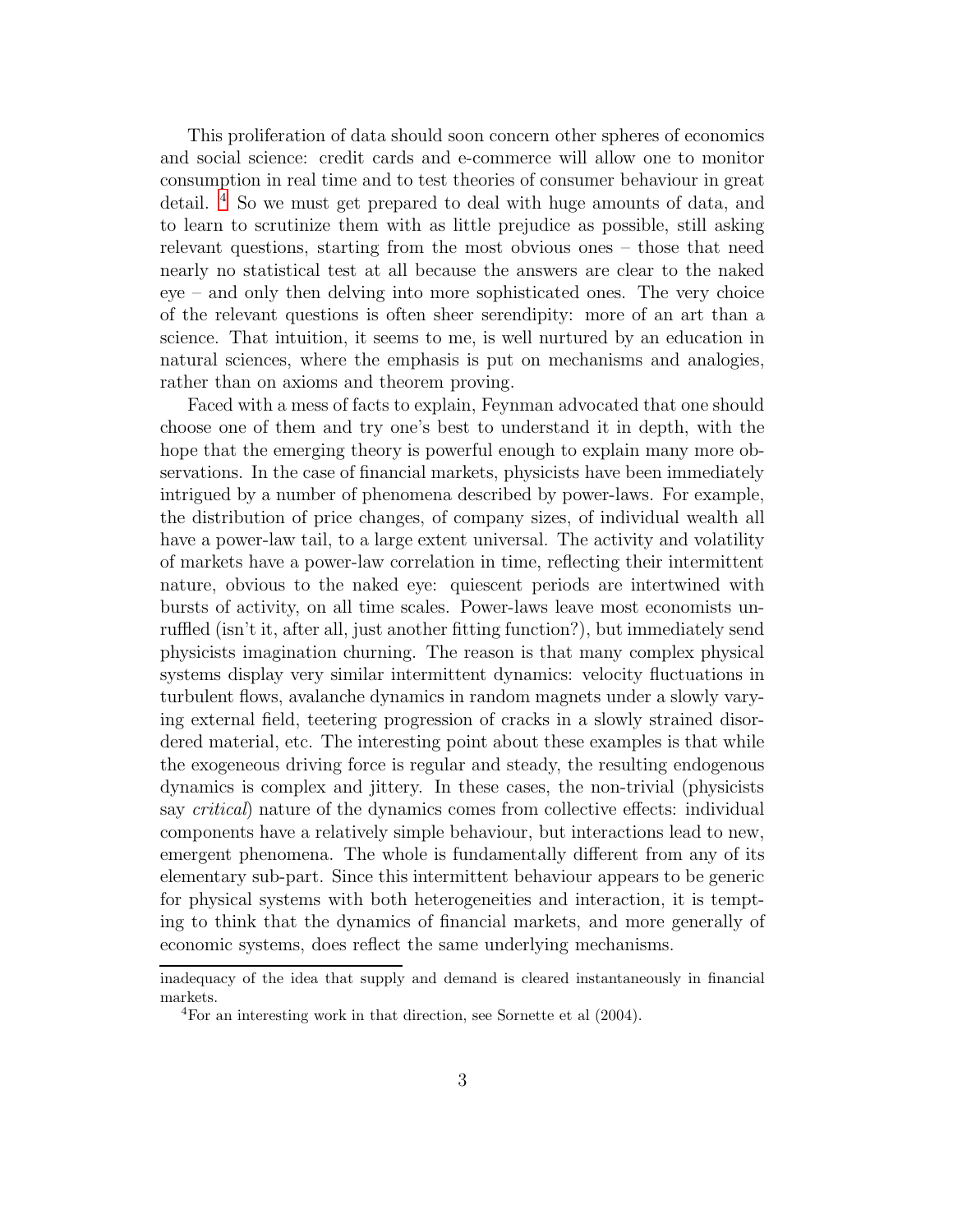This proliferation of data should soon concern other spheres of economics and social science: credit cards and e-commerce will allow one to monitor consumption in real time and to test theories of consumer behaviour in great detail. [4] So we must get prepared to deal with huge amounts of data, and to learn to scrutinize them with as little prejudice as possible, still asking relevant questions, starting from the most obvious ones – those that need nearly no statistical test at all because the answers are clear to the naked eye – and only then delving into more sophisticated ones. The very choice of the relevant questions is often sheer serendipity: more of an art than a science. That intuition, it seems to me, is well nurtured by an education in natural sciences, where the emphasis is put on mechanisms and analogies, rather than on axioms and theorem proving.

Faced with a mess of facts to explain, Feynman advocated that one should choose one of them and try one's best to understand it in depth, with the hope that the emerging theory is powerful enough to explain many more observations. In the case of financial markets, physicists have been immediately intrigued by a number of phenomena described by power-laws. For example, the distribution of price changes, of company sizes, of individual wealth all have a power-law tail, to a large extent universal. The activity and volatility of markets have a power-law correlation in time, reflecting their intermittent nature, obvious to the naked eye: quiescent periods are intertwined with bursts of activity, on all time scales. Power-laws leave most economists unruffled (isn't it, after all, just another fitting function?), but immediately send physicists imagination churning. The reason is that many complex physical systems display very similar intermittent dynamics: velocity fluctuations in turbulent flows, avalanche dynamics in random magnets under a slowly varying external field, teetering progression of cracks in a slowly strained disordered material, etc. The interesting point about these examples is that while the exogeneous driving force is regular and steady, the resulting endogenous dynamics is complex and jittery. In these cases, the non-trivial (physicists say *critical*) nature of the dynamics comes from collective effects: individual components have a relatively simple behaviour, but interactions lead to new, emergent phenomena. The whole is fundamentally different from any of its elementary sub-part. Since this intermittent behaviour appears to be generic for physical systems with both heterogeneities and interaction, it is tempting to think that the dynamics of financial markets, and more generally of economic systems, does reflect the same underlying mechanisms.

---

inadequacy of the idea that supply and demand is cleared instantaneously in financial markets.

[4] For an interesting work in that direction, see Sornette et al (2004).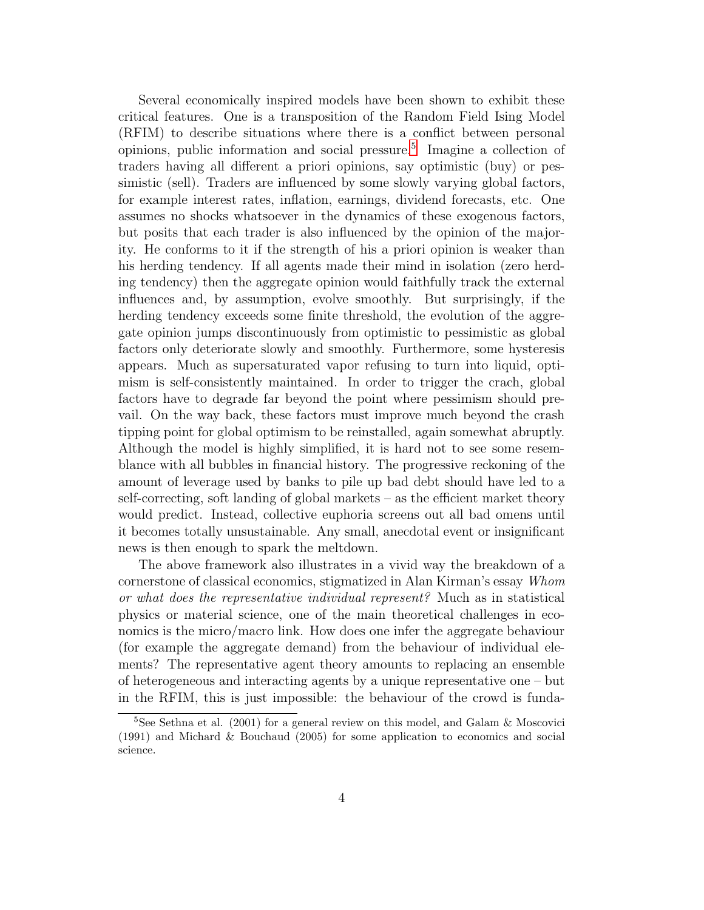Several economically inspired models have been shown to exhibit these critical features. One is a transposition of the Random Field Ising Model (RFIM) to describe situations where there is a conflict between personal opinions, public information and social pressure.[5] Imagine a collection of traders having all different a priori opinions, say optimistic (buy) or pessimistic (sell). Traders are influenced by some slowly varying global factors, for example interest rates, inflation, earnings, dividend forecasts, etc. One assumes no shocks whatsoever in the dynamics of these exogenous factors, but posits that each trader is also influenced by the opinion of the majority. He conforms to it if the strength of his a priori opinion is weaker than his herding tendency. If all agents made their mind in isolation (zero herding tendency) then the aggregate opinion would faithfully track the external influences and, by assumption, evolve smoothly. But surprisingly, if the herding tendency exceeds some finite threshold, the evolution of the aggregate opinion jumps discontinuously from optimistic to pessimistic as global factors only deteriorate slowly and smoothly. Furthermore, some hysteresis appears. Much as supersaturated vapor refusing to turn into liquid, optimism is self-consistently maintained. In order to trigger the crach, global factors have to degrade far beyond the point where pessimism should prevail. On the way back, these factors must improve much beyond the crash tipping point for global optimism to be reinstalled, again somewhat abruptly. Although the model is highly simplified, it is hard not to see some resemblance with all bubbles in financial history. The progressive reckoning of the amount of leverage used by banks to pile up bad debt should have led to a self-correcting, soft landing of global markets – as the efficient market theory would predict. Instead, collective euphoria screens out all bad omens until it becomes totally unsustainable. Any small, anecdotal event or insignificant news is then enough to spark the meltdown.

The above framework also illustrates in a vivid way the breakdown of a cornerstone of classical economics, stigmatized in Alan Kirman's essay *Whom or what does the representative individual represent?* Much as in statistical physics or material science, one of the main theoretical challenges in economics is the micro/macro link. How does one infer the aggregate behaviour (for example the aggregate demand) from the behaviour of individual elements? The representative agent theory amounts to replacing an ensemble of heterogeneous and interacting agents by a unique representative one – but in the RFIM, this is just impossible: the behaviour of the crowd is funda-

[5] See Sethna et al. (2001) for a general review on this model, and Galam & Moscovici (1991) and Michard & Bouchaud (2005) for some application to economics and social science.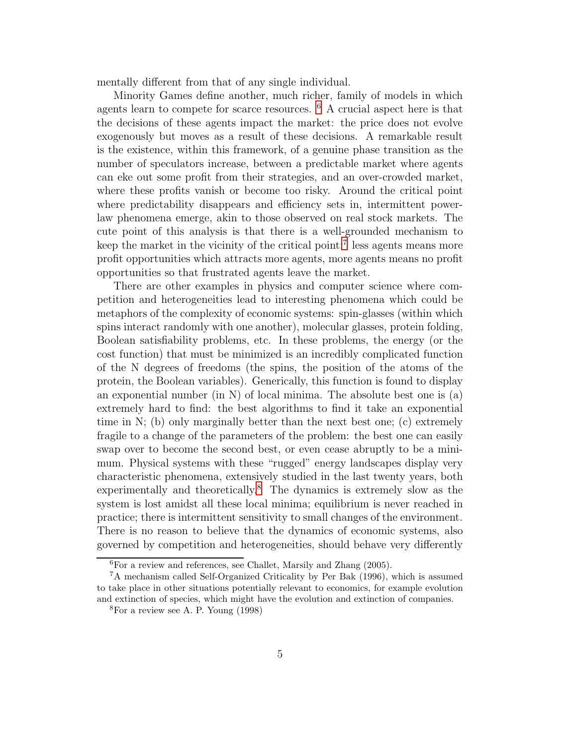mentally different from that of any single individual.

Minority Games define another, much richer, family of models in which agents learn to compete for scarce resources. [6] A crucial aspect here is that the decisions of these agents impact the market: the price does not evolve exogenously but moves as a result of these decisions. A remarkable result is the existence, within this framework, of a genuine phase transition as the number of speculators increase, between a predictable market where agents can eke out some profit from their strategies, and an over-crowded market, where these profits vanish or become too risky. Around the critical point where predictability disappears and efficiency sets in, intermittent power-law phenomena emerge, akin to those observed on real stock markets. The cute point of this analysis is that there is a well-grounded mechanism to keep the market in the vicinity of the critical point:[7] less agents means more profit opportunities which attracts more agents, more agents means no profit opportunities so that frustrated agents leave the market.

There are other examples in physics and computer science where competition and heterogeneities lead to interesting phenomena which could be metaphors of the complexity of economic systems: spin-glasses (within which spins interact randomly with one another), molecular glasses, protein folding, Boolean satisfiability problems, etc. In these problems, the energy (or the cost function) that must be minimized is an incredibly complicated function of the N degrees of freedoms (the spins, the position of the atoms of the protein, the Boolean variables). Generically, this function is found to display an exponential number (in N) of local minima. The absolute best one is (a) extremely hard to find: the best algorithms to find it take an exponential time in N; (b) only marginally better than the next best one; (c) extremely fragile to a change of the parameters of the problem: the best one can easily swap over to become the second best, or even cease abruptly to be a minimum. Physical systems with these "rugged" energy landscapes display very characteristic phenomena, extensively studied in the last twenty years, both experimentally and theoretically.[8] The dynamics is extremely slow as the system is lost amidst all these local minima; equilibrium is never reached in practice; there is intermittent sensitivity to small changes of the environment. There is no reason to believe that the dynamics of economic systems, also governed by competition and heterogeneities, should behave very differently

[6] For a review and references, see Challet, Marsily and Zhang (2005).

[7] A mechanism called Self-Organized Criticality by Per Bak (1996), which is assumed to take place in other situations potentially relevant to economics, for example evolution and extinction of species, which might have the evolution and extinction of companies.

[8] For a review see A. P. Young (1998)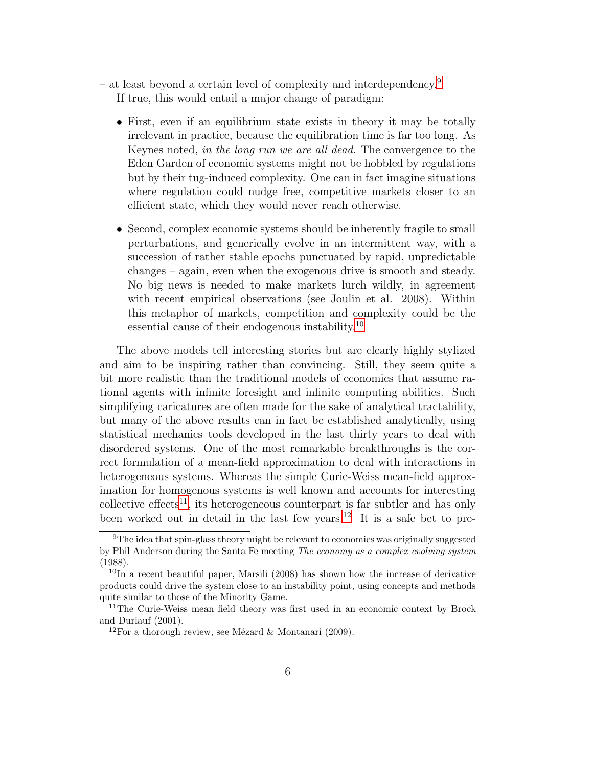– at least beyond a certain level of complexity and interdependency.[9]

If true, this would entail a major change of paradigm:

- First, even if an equilibrium state exists in theory it may be totally irrelevant in practice, because the equilibration time is far too long. As Keynes noted, *in the long run we are all dead*. The convergence to the Eden Garden of economic systems might not be hobbled by regulations but by their tug-induced complexity. One can in fact imagine situations where regulation could nudge free, competitive markets closer to an efficient state, which they would never reach otherwise.

- Second, complex economic systems should be inherently fragile to small perturbations, and generically evolve in an intermittent way, with a succession of rather stable epochs punctuated by rapid, unpredictable changes – again, even when the exogenous drive is smooth and steady. No big news is needed to make markets lurch wildly, in agreement with recent empirical observations (see Joulin et al. 2008). Within this metaphor of markets, competition and complexity could be the essential cause of their endogenous instability.[10]

The above models tell interesting stories but are clearly highly stylized and aim to be inspiring rather than convincing. Still, they seem quite a bit more realistic than the traditional models of economics that assume rational agents with infinite foresight and infinite computing abilities. Such simplifying caricatures are often made for the sake of analytical tractability, but many of the above results can in fact be established analytically, using statistical mechanics tools developed in the last thirty years to deal with disordered systems. One of the most remarkable breakthroughs is the correct formulation of a mean-field approximation to deal with interactions in heterogeneous systems. Whereas the simple Curie-Weiss mean-field approximation for homogenous systems is well known and accounts for interesting collective effects[11], its heterogeneous counterpart is far subtler and has only been worked out in detail in the last few years.[12] It is a safe bet to pre-

---

[9] The idea that spin-glass theory might be relevant to economics was originally suggested by Phil Anderson during the Santa Fe meeting *The economy as a complex evolving system* (1988).

[10] In a recent beautiful paper, Marsili (2008) has shown how the increase of derivative products could drive the system close to an instability point, using concepts and methods quite similar to those of the Minority Game.

[11] The Curie-Weiss mean field theory was first used in an economic context by Brock and Durlauf (2001).

[12] For a thorough review, see Mézard & Montanari (2009).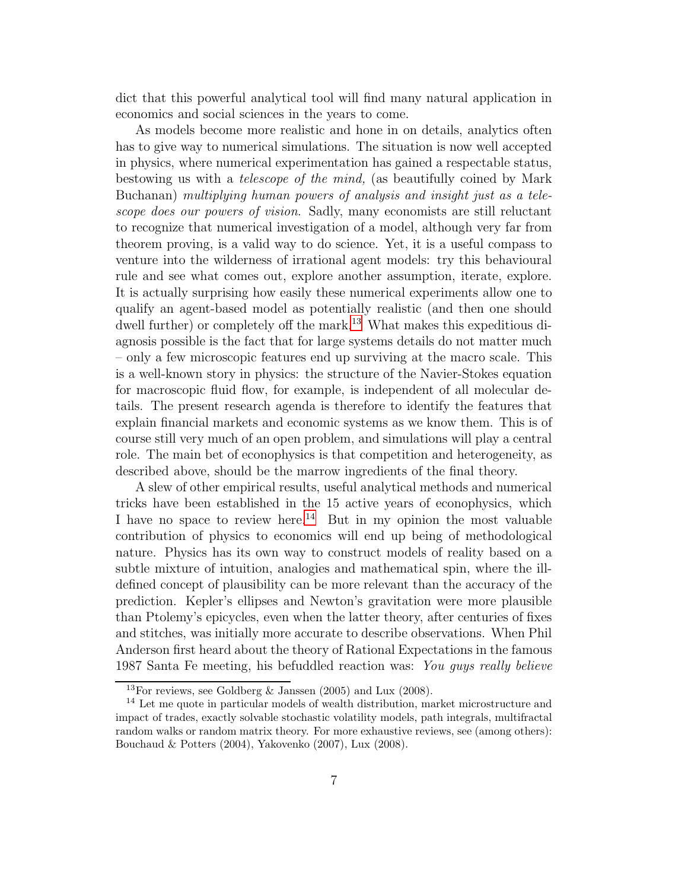dict that this powerful analytical tool will find many natural application in economics and social sciences in the years to come.

As models become more realistic and hone in on details, analytics often has to give way to numerical simulations. The situation is now well accepted in physics, where numerical experimentation has gained a respectable status, bestowing us with a *telescope of the mind,* (as beautifully coined by Mark Buchanan) *multiplying human powers of analysis and insight just as a telescope does our powers of vision*. Sadly, many economists are still reluctant to recognize that numerical investigation of a model, although very far from theorem proving, is a valid way to do science. Yet, it is a useful compass to venture into the wilderness of irrational agent models: try this behavioural rule and see what comes out, explore another assumption, iterate, explore. It is actually surprising how easily these numerical experiments allow one to qualify an agent-based model as potentially realistic (and then one should dwell further) or completely off the mark.[13] What makes this expeditious diagnosis possible is the fact that for large systems details do not matter much – only a few microscopic features end up surviving at the macro scale. This is a well-known story in physics: the structure of the Navier-Stokes equation for macroscopic fluid flow, for example, is independent of all molecular details. The present research agenda is therefore to identify the features that explain financial markets and economic systems as we know them. This is of course still very much of an open problem, and simulations will play a central role. The main bet of econophysics is that competition and heterogeneity, as described above, should be the marrow ingredients of the final theory.

A slew of other empirical results, useful analytical methods and numerical tricks have been established in the 15 active years of econophysics, which I have no space to review here.[14] But in my opinion the most valuable contribution of physics to economics will end up being of methodological nature. Physics has its own way to construct models of reality based on a subtle mixture of intuition, analogies and mathematical spin, where the ill-defined concept of plausibility can be more relevant than the accuracy of the prediction. Kepler's ellipses and Newton's gravitation were more plausible than Ptolemy's epicycles, even when the latter theory, after centuries of fixes and stitches, was initially more accurate to describe observations. When Phil Anderson first heard about the theory of Rational Expectations in the famous 1987 Santa Fe meeting, his befuddled reaction was: *You guys really believe*

---

[13] For reviews, see Goldberg & Janssen (2005) and Lux (2008).

[14] Let me quote in particular models of wealth distribution, market microstructure and impact of trades, exactly solvable stochastic volatility models, path integrals, multifractal random walks or random matrix theory. For more exhaustive reviews, see (among others): Bouchaud & Potters (2004), Yakovenko (2007), Lux (2008).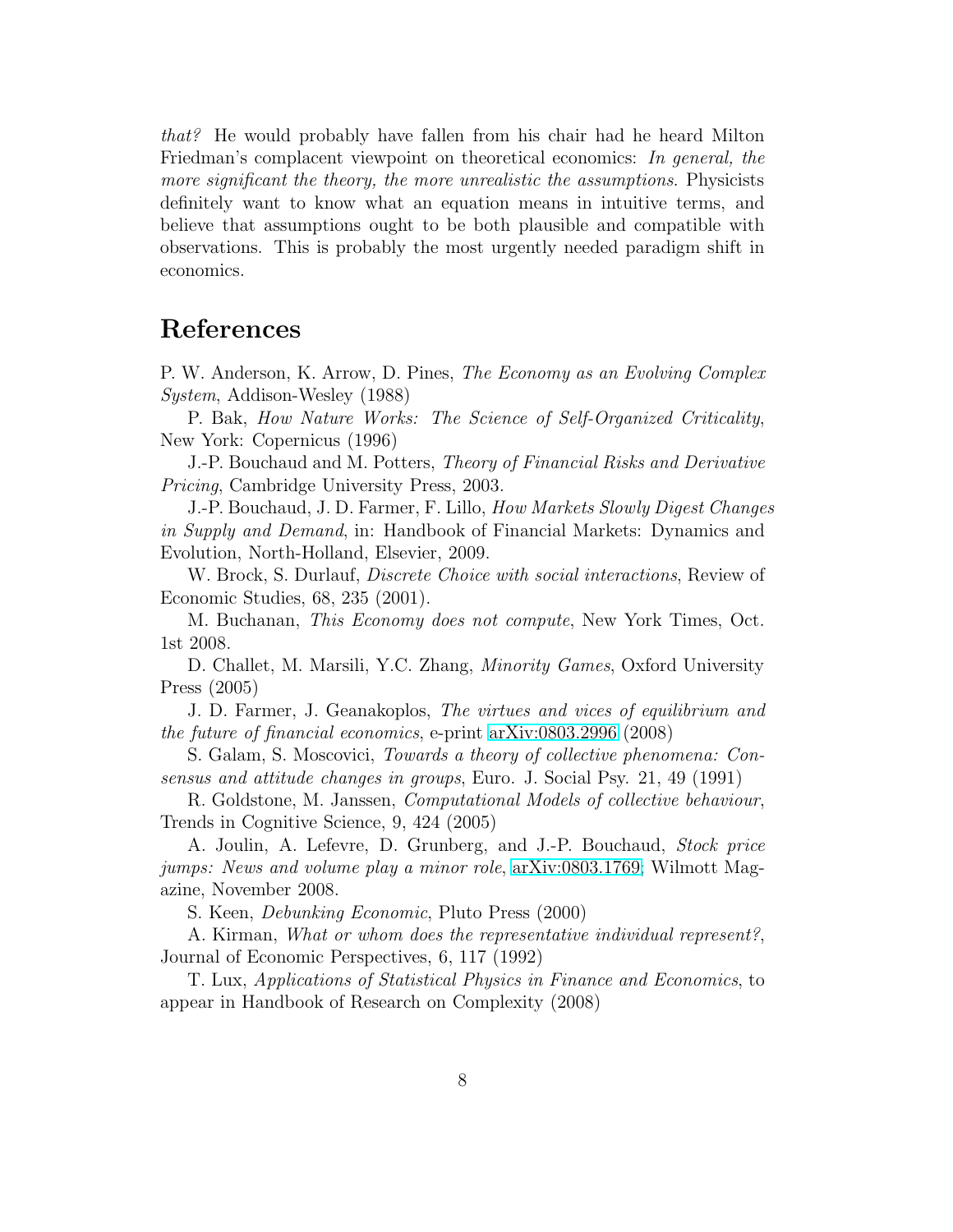*that?* He would probably have fallen from his chair had he heard Milton Friedman's complacent viewpoint on theoretical economics: *In general, the more significant the theory, the more unrealistic the assumptions.* Physicists definitely want to know what an equation means in intuitive terms, and believe that assumptions ought to be both plausible and compatible with observations. This is probably the most urgently needed paradigm shift in economics.

## References

P. W. Anderson, K. Arrow, D. Pines, *The Economy as an Evolving Complex System*, Addison-Wesley (1988)

P. Bak, *How Nature Works: The Science of Self-Organized Criticality*, New York: Copernicus (1996)

J.-P. Bouchaud and M. Potters, *Theory of Financial Risks and Derivative Pricing*, Cambridge University Press, 2003.

J.-P. Bouchaud, J. D. Farmer, F. Lillo, *How Markets Slowly Digest Changes in Supply and Demand*, in: Handbook of Financial Markets: Dynamics and Evolution, North-Holland, Elsevier, 2009.

W. Brock, S. Durlauf, *Discrete Choice with social interactions*, Review of Economic Studies, 68, 235 (2001).

M. Buchanan, *This Economy does not compute*, New York Times, Oct. 1st 2008.

D. Challet, M. Marsili, Y.C. Zhang, *Minority Games*, Oxford University Press (2005)

J. D. Farmer, J. Geanakoplos, *The virtues and vices of equilibrium and the future of financial economics*, e-print arXiv:0803.2996 (2008)

S. Galam, S. Moscovici, *Towards a theory of collective phenomena: Consensus and attitude changes in groups*, Euro. J. Social Psy. 21, 49 (1991)

R. Goldstone, M. Janssen, *Computational Models of collective behaviour*, Trends in Cognitive Science, 9, 424 (2005)

A. Joulin, A. Lefevre, D. Grunberg, and J.-P. Bouchaud, *Stock price jumps: News and volume play a minor role*, arXiv:0803.1769; Wilmott Magazine, November 2008.

S. Keen, *Debunking Economic*, Pluto Press (2000)

A. Kirman, *What or whom does the representative individual represent?*, Journal of Economic Perspectives, 6, 117 (1992)

T. Lux, *Applications of Statistical Physics in Finance and Economics*, to appear in Handbook of Research on Complexity (2008)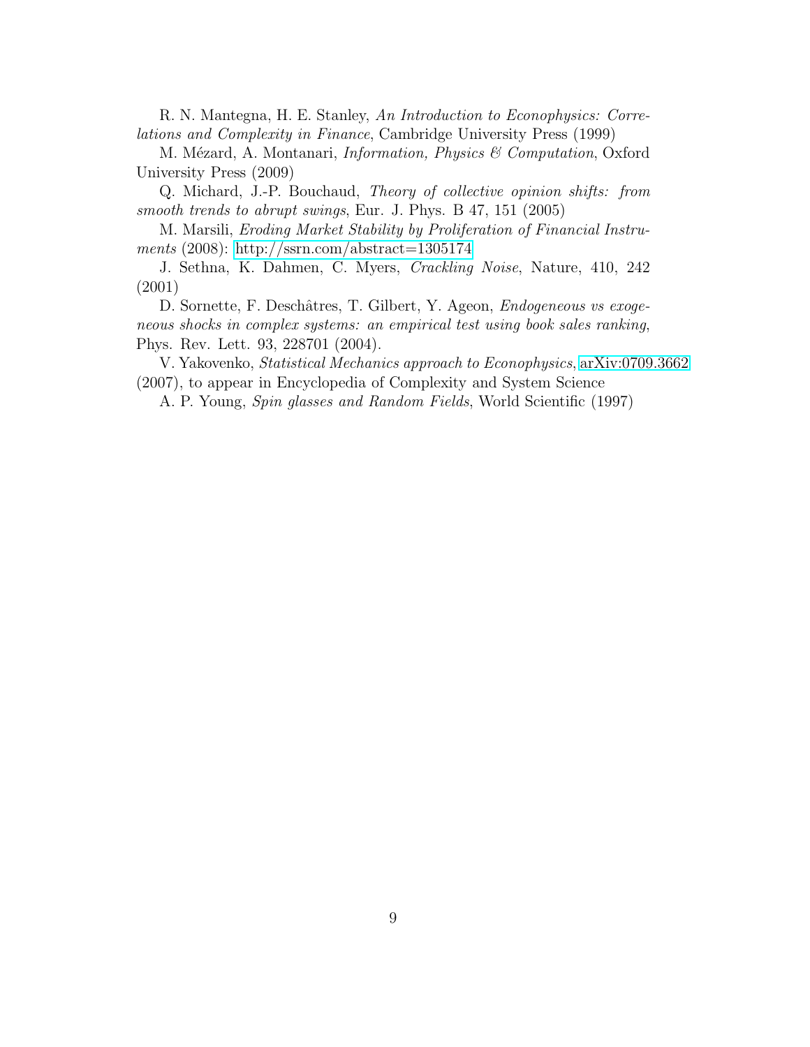R. N. Mantegna, H. E. Stanley, *An Introduction to Econophysics: Correlations and Complexity in Finance*, Cambridge University Press (1999)

M. Mézard, A. Montanari, *Information, Physics & Computation*, Oxford University Press (2009)

Q. Michard, J.-P. Bouchaud, *Theory of collective opinion shifts: from smooth trends to abrupt swings*, Eur. J. Phys. B 47, 151 (2005)

M. Marsili, *Eroding Market Stability by Proliferation of Financial Instruments* (2008): http://ssrn.com/abstract=1305174

J. Sethna, K. Dahmen, C. Myers, *Crackling Noise*, Nature, 410, 242 (2001)

D. Sornette, F. Deschâtres, T. Gilbert, Y. Ageon, *Endogeneous vs exogeneous shocks in complex systems: an empirical test using book sales ranking*, Phys. Rev. Lett. 93, 228701 (2004).

V. Yakovenko, *Statistical Mechanics approach to Econophysics*, arXiv:0709.3662 (2007), to appear in Encyclopedia of Complexity and System Science

A. P. Young, *Spin glasses and Random Fields*, World Scientific (1997)